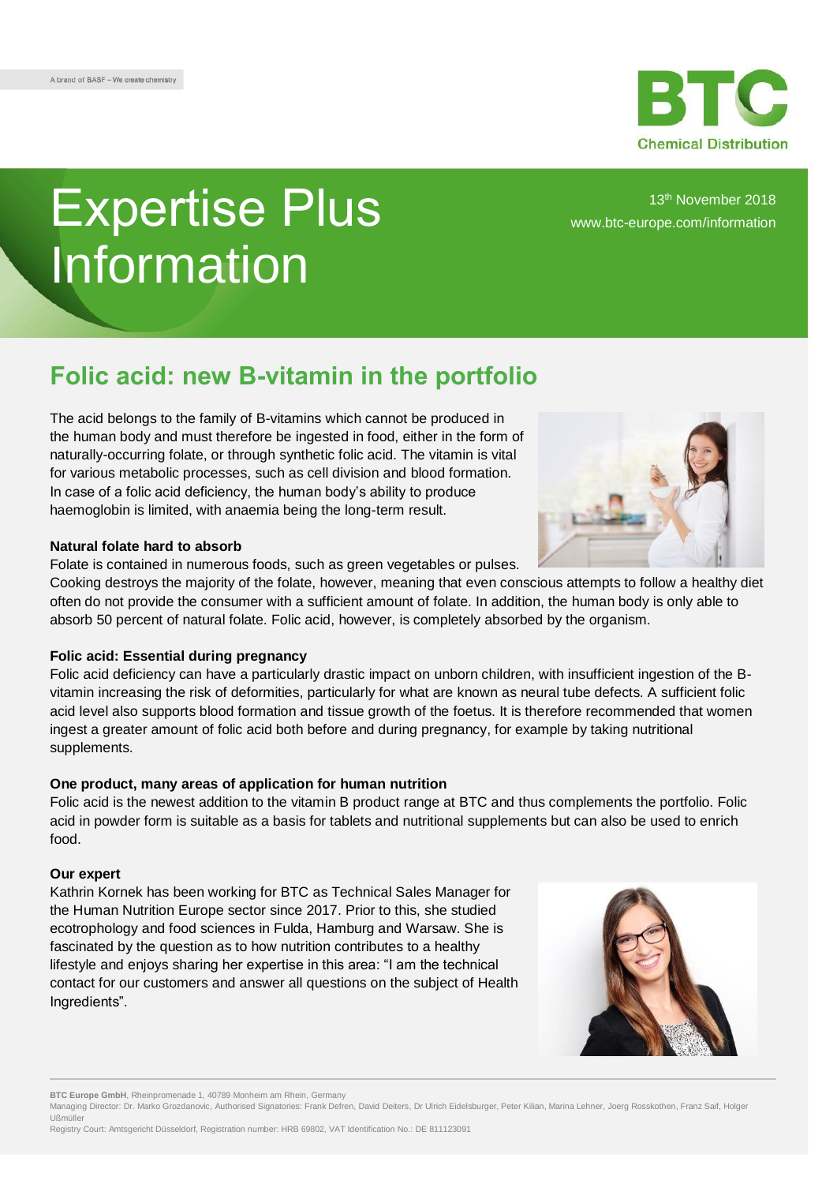A brand of BASF – We create chemistry

BTC Chemical Distribution

# Expertise Plus Information

13th November 2018
www.btc-europe.com/information

## Folic acid: new B-vitamin in the portfolio

The acid belongs to the family of B-vitamins which cannot be produced in the human body and must therefore be ingested in food, either in the form of naturally-occurring folate, or through synthetic folic acid. The vitamin is vital for various metabolic processes, such as cell division and blood formation. In case of a folic acid deficiency, the human body's ability to produce haemoglobin is limited, with anaemia being the long-term result.

**Natural folate hard to absorb**

Folate is contained in numerous foods, such as green vegetables or pulses. Cooking destroys the majority of the folate, however, meaning that even conscious attempts to follow a healthy diet often do not provide the consumer with a sufficient amount of folate. In addition, the human body is only able to absorb 50 percent of natural folate. Folic acid, however, is completely absorbed by the organism.

**Folic acid: Essential during pregnancy**

Folic acid deficiency can have a particularly drastic impact on unborn children, with insufficient ingestion of the B-vitamin increasing the risk of deformities, particularly for what are known as neural tube defects. A sufficient folic acid level also supports blood formation and tissue growth of the foetus. It is therefore recommended that women ingest a greater amount of folic acid both before and during pregnancy, for example by taking nutritional supplements.

**One product, many areas of application for human nutrition**

Folic acid is the newest addition to the vitamin B product range at BTC and thus complements the portfolio. Folic acid in powder form is suitable as a basis for tablets and nutritional supplements but can also be used to enrich food.

**Our expert**

Kathrin Kornek has been working for BTC as Technical Sales Manager for the Human Nutrition Europe sector since 2017. Prior to this, she studied ecotrophology and food sciences in Fulda, Hamburg and Warsaw. She is fascinated by the question as to how nutrition contributes to a healthy lifestyle and enjoys sharing her expertise in this area: "I am the technical contact for our customers and answer all questions on the subject of Health Ingredients".

**BTC Europe GmbH**, Rheinpromenade 1, 40789 Monheim am Rhein, Germany
Managing Director: Dr. Marko Grozdanovic, Authorised Signatories: Frank Defren, David Deiters, Dr Ulrich Eidelsburger, Peter Kilian, Marina Lehner, Joerg Rosskothen, Franz Saif, Holger Ußmüller
Registry Court: Amtsgericht Düsseldorf, Registration number: HRB 69802, VAT Identification No.: DE 811123091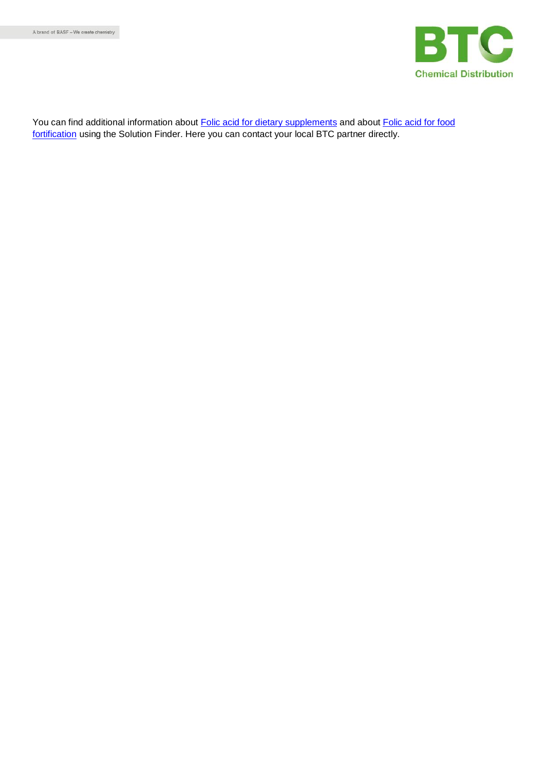You can find additional information about [Folic acid for dietary supplements] and about [Folic acid for food fortification] using the Solution Finder. Here you can contact your local BTC partner directly.